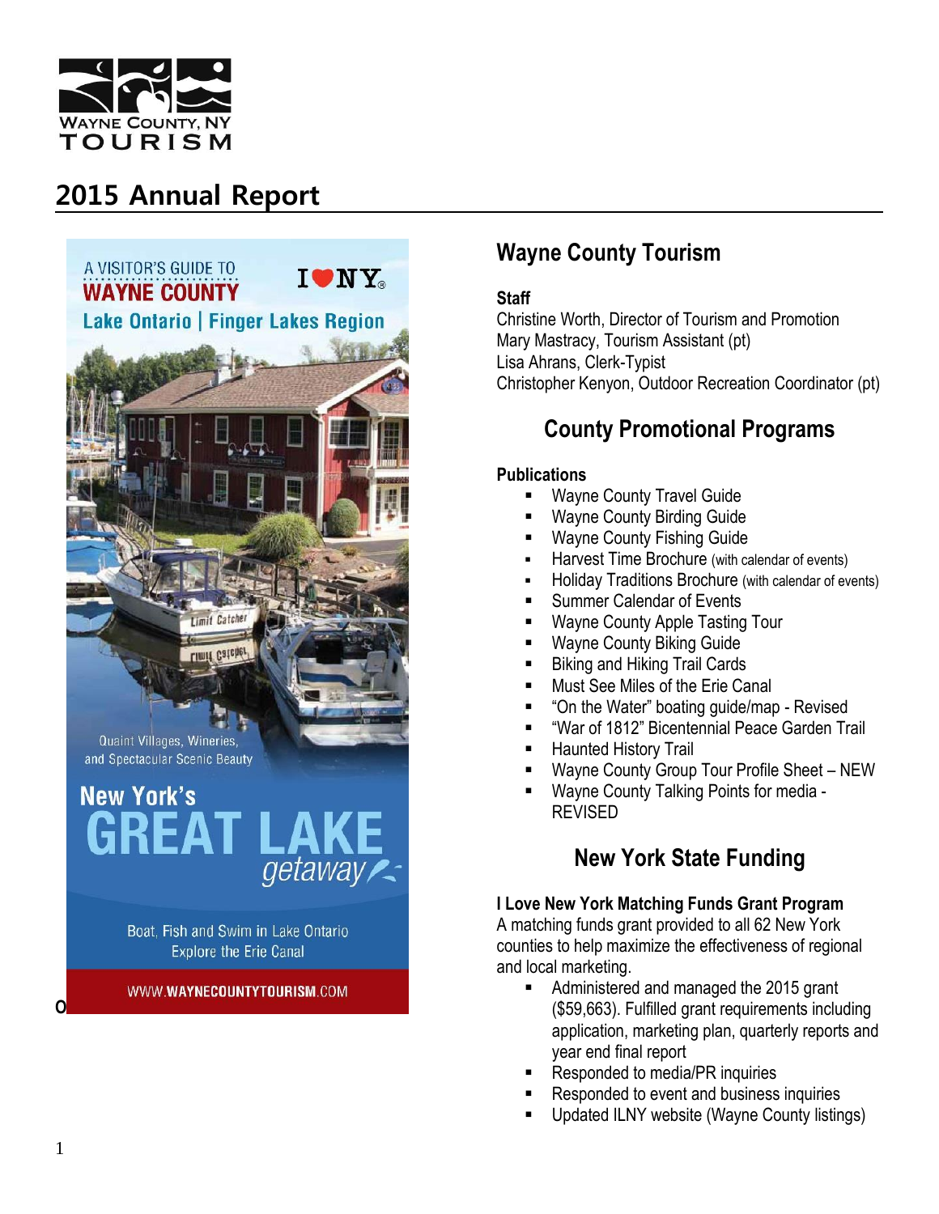WAYNE COUNTY, NY
TOURISM

# 2015 Annual Report

A VISITOR'S GUIDE TO
WAYNE COUNTY
Lake Ontario | Finger Lakes Region

Quaint Villages, Wineries, and Spectacular Scenic Beauty

New York's GREAT LAKE getaway

Boat, Fish and Swim in Lake Ontario
Explore the Erie Canal

WWW.WAYNECOUNTYTOURISM.COM

## Wayne County Tourism

**Staff**
Christine Worth, Director of Tourism and Promotion
Mary Mastracy, Tourism Assistant (pt)
Lisa Ahrans, Clerk-Typist
Christopher Kenyon, Outdoor Recreation Coordinator (pt)

## County Promotional Programs

**Publications**

- Wayne County Travel Guide
- Wayne County Birding Guide
- Wayne County Fishing Guide
- Harvest Time Brochure (with calendar of events)
- Holiday Traditions Brochure (with calendar of events)
- Summer Calendar of Events
- Wayne County Apple Tasting Tour
- Wayne County Biking Guide
- Biking and Hiking Trail Cards
- Must See Miles of the Erie Canal
- "On the Water" boating guide/map - Revised
- "War of 1812" Bicentennial Peace Garden Trail
- Haunted History Trail
- Wayne County Group Tour Profile Sheet – NEW
- Wayne County Talking Points for media - REVISED

## New York State Funding

**I Love New York Matching Funds Grant Program**
A matching funds grant provided to all 62 New York counties to help maximize the effectiveness of regional and local marketing.

- Administered and managed the 2015 grant ($59,663). Fulfilled grant requirements including application, marketing plan, quarterly reports and year end final report
- Responded to media/PR inquiries
- Responded to event and business inquiries
- Updated ILNY website (Wayne County listings)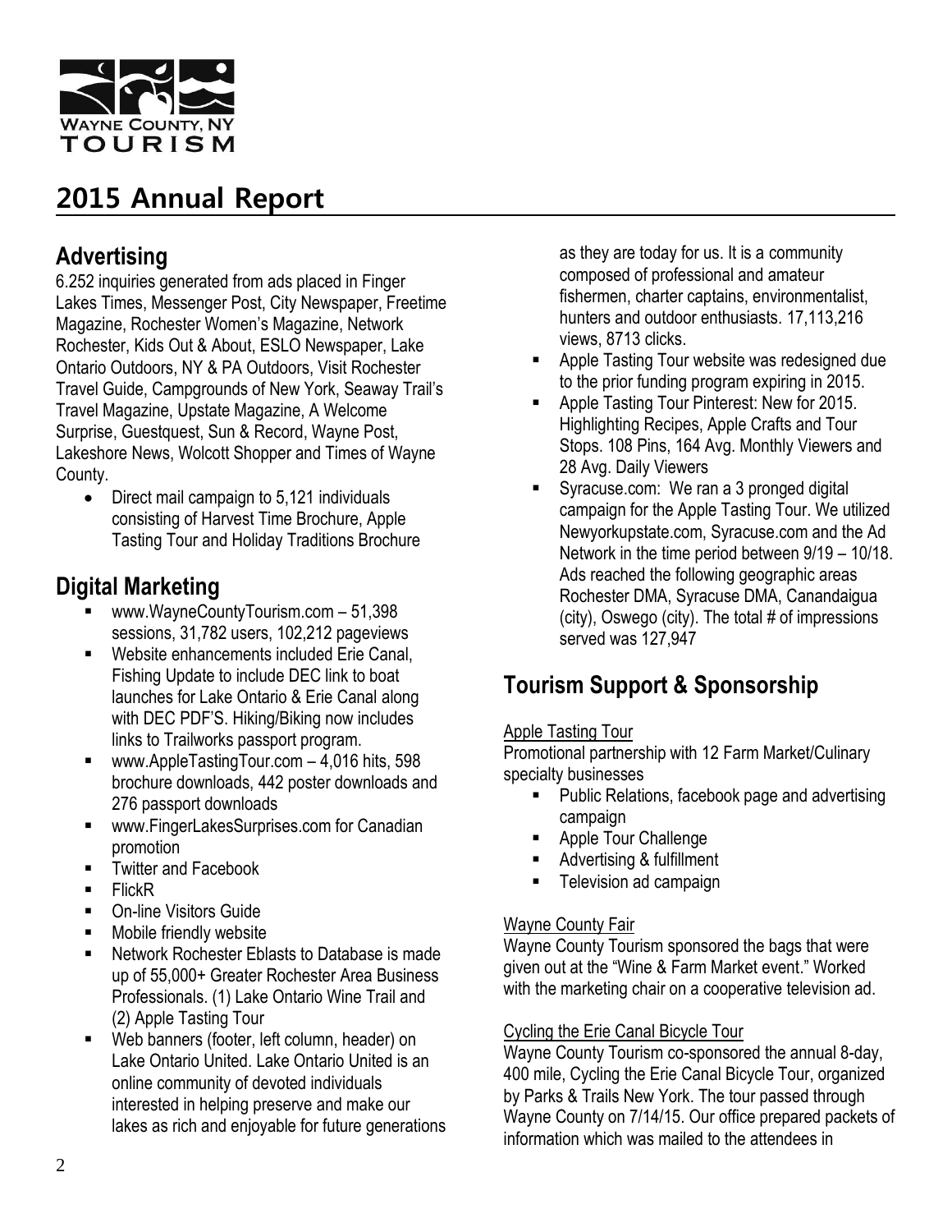# 2015 Annual Report

## Advertising

6.252 inquiries generated from ads placed in Finger Lakes Times, Messenger Post, City Newspaper, Freetime Magazine, Rochester Women's Magazine, Network Rochester, Kids Out & About, ESLO Newspaper, Lake Ontario Outdoors, NY & PA Outdoors, Visit Rochester Travel Guide, Campgrounds of New York, Seaway Trail's Travel Magazine, Upstate Magazine, A Welcome Surprise, Guestquest, Sun & Record, Wayne Post, Lakeshore News, Wolcott Shopper and Times of Wayne County.

- Direct mail campaign to 5,121 individuals consisting of Harvest Time Brochure, Apple Tasting Tour and Holiday Traditions Brochure

## Digital Marketing

- www.WayneCountyTourism.com – 51,398 sessions, 31,782 users, 102,212 pageviews
- Website enhancements included Erie Canal, Fishing Update to include DEC link to boat launches for Lake Ontario & Erie Canal along with DEC PDF'S. Hiking/Biking now includes links to Trailworks passport program.
- www.AppleTastingTour.com – 4,016 hits, 598 brochure downloads, 442 poster downloads and 276 passport downloads
- www.FingerLakesSurprises.com for Canadian promotion
- Twitter and Facebook
- FlickR
- On-line Visitors Guide
- Mobile friendly website
- Network Rochester Eblasts to Database is made up of 55,000+ Greater Rochester Area Business Professionals. (1) Lake Ontario Wine Trail and (2) Apple Tasting Tour
- Web banners (footer, left column, header) on Lake Ontario United. Lake Ontario United is an online community of devoted individuals interested in helping preserve and make our lakes as rich and enjoyable for future generations as they are today for us. It is a community composed of professional and amateur fishermen, charter captains, environmentalist, hunters and outdoor enthusiasts. 17,113,216 views, 8713 clicks.
- Apple Tasting Tour website was redesigned due to the prior funding program expiring in 2015.
- Apple Tasting Tour Pinterest: New for 2015. Highlighting Recipes, Apple Crafts and Tour Stops. 108 Pins, 164 Avg. Monthly Viewers and 28 Avg. Daily Viewers
- Syracuse.com: We ran a 3 pronged digital campaign for the Apple Tasting Tour. We utilized Newyorkupstate.com, Syracuse.com and the Ad Network in the time period between 9/19 – 10/18. Ads reached the following geographic areas Rochester DMA, Syracuse DMA, Canandaigua (city), Oswego (city). The total # of impressions served was 127,947

## Tourism Support & Sponsorship

Apple Tasting Tour

Promotional partnership with 12 Farm Market/Culinary specialty businesses

- Public Relations, facebook page and advertising campaign
- Apple Tour Challenge
- Advertising & fulfillment
- Television ad campaign

Wayne County Fair

Wayne County Tourism sponsored the bags that were given out at the "Wine & Farm Market event." Worked with the marketing chair on a cooperative television ad.

Cycling the Erie Canal Bicycle Tour

Wayne County Tourism co-sponsored the annual 8-day, 400 mile, Cycling the Erie Canal Bicycle Tour, organized by Parks & Trails New York. The tour passed through Wayne County on 7/14/15. Our office prepared packets of information which was mailed to the attendees in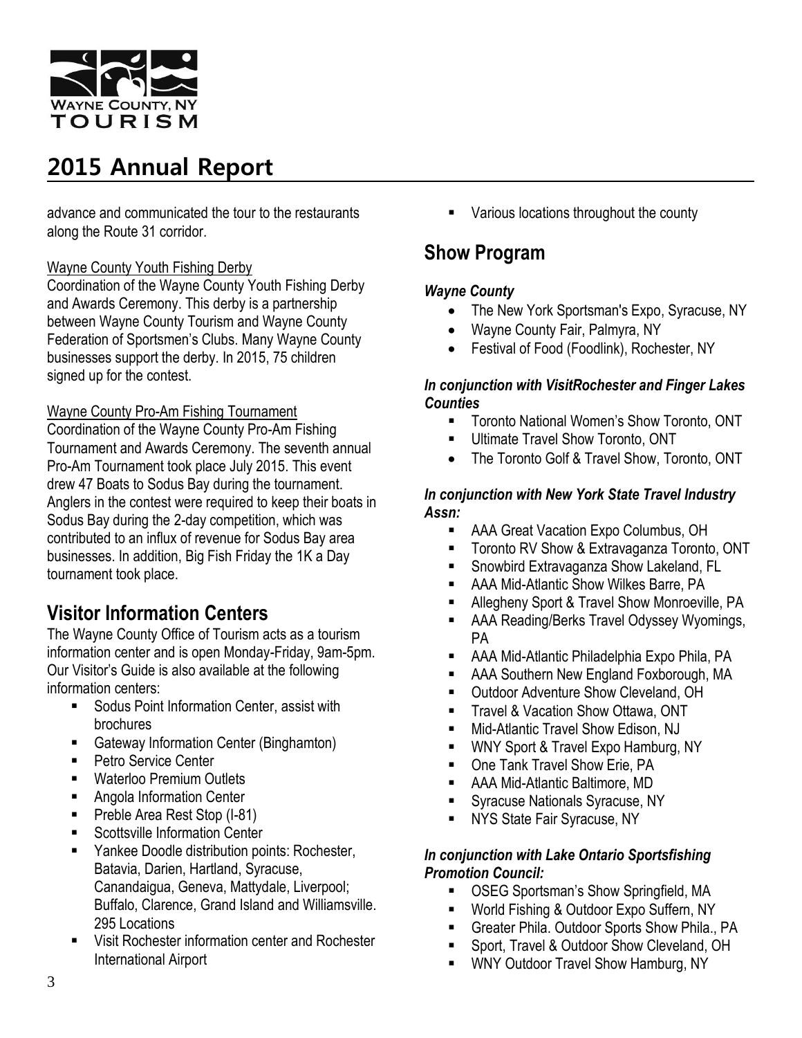# 2015 Annual Report

advance and communicated the tour to the restaurants along the Route 31 corridor.

Wayne County Youth Fishing Derby

Coordination of the Wayne County Youth Fishing Derby and Awards Ceremony. This derby is a partnership between Wayne County Tourism and Wayne County Federation of Sportsmen's Clubs. Many Wayne County businesses support the derby. In 2015, 75 children signed up for the contest.

Wayne County Pro-Am Fishing Tournament

Coordination of the Wayne County Pro-Am Fishing Tournament and Awards Ceremony. The seventh annual Pro-Am Tournament took place July 2015. This event drew 47 Boats to Sodus Bay during the tournament. Anglers in the contest were required to keep their boats in Sodus Bay during the 2-day competition, which was contributed to an influx of revenue for Sodus Bay area businesses. In addition, Big Fish Friday the 1K a Day tournament took place.

## Visitor Information Centers

The Wayne County Office of Tourism acts as a tourism information center and is open Monday-Friday, 9am-5pm. Our Visitor's Guide is also available at the following information centers:

- Sodus Point Information Center, assist with brochures
- Gateway Information Center (Binghamton)
- Petro Service Center
- Waterloo Premium Outlets
- Angola Information Center
- Preble Area Rest Stop (I-81)
- Scottsville Information Center
- Yankee Doodle distribution points: Rochester, Batavia, Darien, Hartland, Syracuse, Canandaigua, Geneva, Mattydale, Liverpool; Buffalo, Clarence, Grand Island and Williamsville. 295 Locations
- Visit Rochester information center and Rochester International Airport
- Various locations throughout the county

## Show Program

***Wayne County***

- The New York Sportsman's Expo, Syracuse, NY
- Wayne County Fair, Palmyra, NY
- Festival of Food (Foodlink), Rochester, NY

***In conjunction with VisitRochester and Finger Lakes Counties***

- Toronto National Women's Show Toronto, ONT
- Ultimate Travel Show Toronto, ONT
- The Toronto Golf & Travel Show, Toronto, ONT

***In conjunction with New York State Travel Industry Assn:***

- AAA Great Vacation Expo Columbus, OH
- Toronto RV Show & Extravaganza Toronto, ONT
- Snowbird Extravaganza Show Lakeland, FL
- AAA Mid-Atlantic Show Wilkes Barre, PA
- Allegheny Sport & Travel Show Monroeville, PA
- AAA Reading/Berks Travel Odyssey Wyomings, PA
- AAA Mid-Atlantic Philadelphia Expo Phila, PA
- AAA Southern New England Foxborough, MA
- Outdoor Adventure Show Cleveland, OH
- Travel & Vacation Show Ottawa, ONT
- Mid-Atlantic Travel Show Edison, NJ
- WNY Sport & Travel Expo Hamburg, NY
- One Tank Travel Show Erie, PA
- AAA Mid-Atlantic Baltimore, MD
- Syracuse Nationals Syracuse, NY
- NYS State Fair Syracuse, NY

***In conjunction with Lake Ontario Sportsfishing Promotion Council:***

- OSEG Sportsman's Show Springfield, MA
- World Fishing & Outdoor Expo Suffern, NY
- Greater Phila. Outdoor Sports Show Phila., PA
- Sport, Travel & Outdoor Show Cleveland, OH
- WNY Outdoor Travel Show Hamburg, NY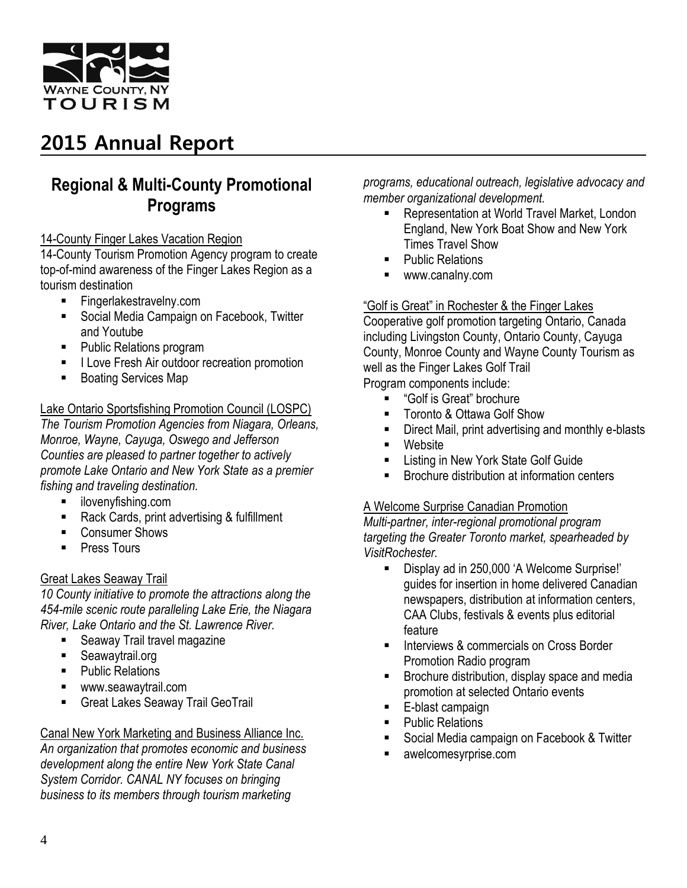WAYNE COUNTY, NY
TOURISM

# 2015 Annual Report

## Regional & Multi-County Promotional Programs

<u>14-County Finger Lakes Vacation Region</u>

14-County Tourism Promotion Agency program to create top-of-mind awareness of the Finger Lakes Region as a tourism destination

- Fingerlakestravelny.com
- Social Media Campaign on Facebook, Twitter and Youtube
- Public Relations program
- I Love Fresh Air outdoor recreation promotion
- Boating Services Map

<u>Lake Ontario Sportsfishing Promotion Council (LOSPC)</u>

*The Tourism Promotion Agencies from Niagara, Orleans, Monroe, Wayne, Cayuga, Oswego and Jefferson Counties are pleased to partner together to actively promote Lake Ontario and New York State as a premier fishing and traveling destination.*

- ilovenyfishing.com
- Rack Cards, print advertising & fulfillment
- Consumer Shows
- Press Tours

<u>Great Lakes Seaway Trail</u>

*10 County initiative to promote the attractions along the 454-mile scenic route paralleling Lake Erie, the Niagara River, Lake Ontario and the St. Lawrence River.*

- Seaway Trail travel magazine
- Seawaytrail.org
- Public Relations
- www.seawaytrail.com
- Great Lakes Seaway Trail GeoTrail

<u>Canal New York Marketing and Business Alliance Inc.</u>

*An organization that promotes economic and business development along the entire New York State Canal System Corridor. CANAL NY focuses on bringing business to its members through tourism marketing programs, educational outreach, legislative advocacy and member organizational development.*

- Representation at World Travel Market, London England, New York Boat Show and New York Times Travel Show
- Public Relations
- www.canalny.com

<u>"Golf is Great" in Rochester & the Finger Lakes</u>

Cooperative golf promotion targeting Ontario, Canada including Livingston County, Ontario County, Cayuga County, Monroe County and Wayne County Tourism as well as the Finger Lakes Golf Trail

Program components include:

- "Golf is Great" brochure
- Toronto & Ottawa Golf Show
- Direct Mail, print advertising and monthly e-blasts
- Website
- Listing in New York State Golf Guide
- Brochure distribution at information centers

<u>A Welcome Surprise Canadian Promotion</u>

*Multi-partner, inter-regional promotional program targeting the Greater Toronto market, spearheaded by VisitRochester.*

- Display ad in 250,000 'A Welcome Surprise!' guides for insertion in home delivered Canadian newspapers, distribution at information centers, CAA Clubs, festivals & events plus editorial feature
- Interviews & commercials on Cross Border Promotion Radio program
- Brochure distribution, display space and media promotion at selected Ontario events
- E-blast campaign
- Public Relations
- Social Media campaign on Facebook & Twitter
- awelcomesyrprise.com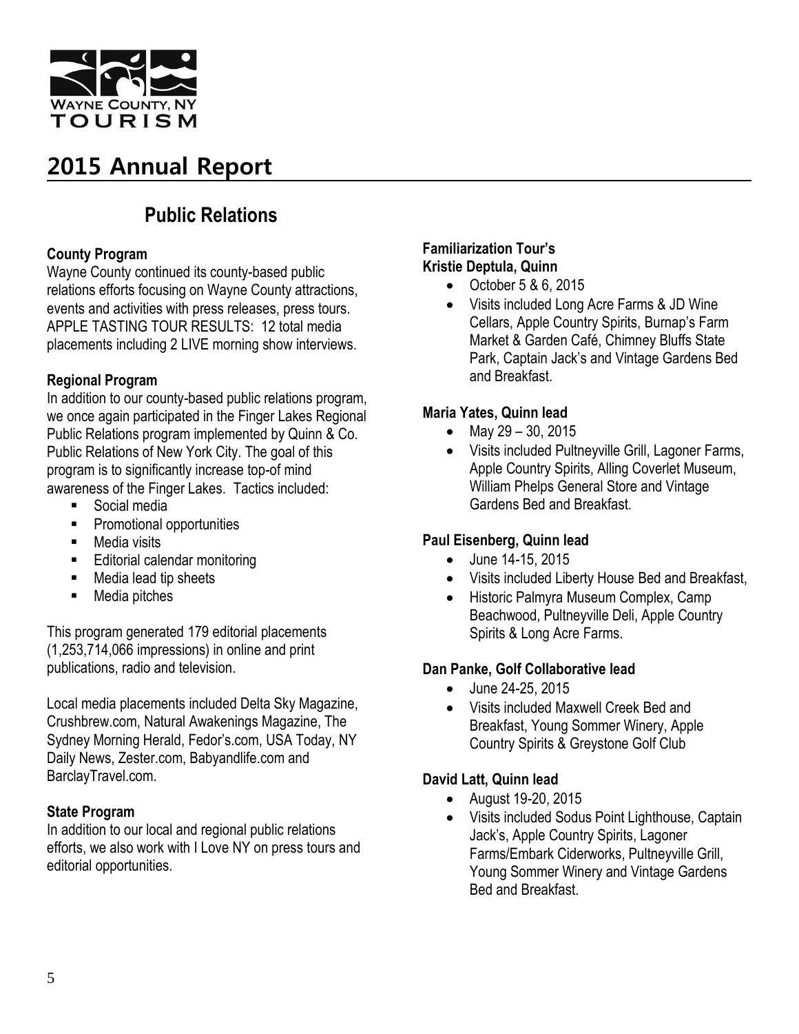WAYNE COUNTY, NY TOURISM

# 2015 Annual Report

## Public Relations

### County Program

Wayne County continued its county-based public relations efforts focusing on Wayne County attractions, events and activities with press releases, press tours. APPLE TASTING TOUR RESULTS: 12 total media placements including 2 LIVE morning show interviews.

### Regional Program

In addition to our county-based public relations program, we once again participated in the Finger Lakes Regional Public Relations program implemented by Quinn & Co. Public Relations of New York City. The goal of this program is to significantly increase top-of mind awareness of the Finger Lakes. Tactics included:

- Social media
- Promotional opportunities
- Media visits
- Editorial calendar monitoring
- Media lead tip sheets
- Media pitches

This program generated 179 editorial placements (1,253,714,066 impressions) in online and print publications, radio and television.

Local media placements included Delta Sky Magazine, Crushbrew.com, Natural Awakenings Magazine, The Sydney Morning Herald, Fedor's.com, USA Today, NY Daily News, Zester.com, Babyandlife.com and BarclayTravel.com.

### State Program

In addition to our local and regional public relations efforts, we also work with I Love NY on press tours and editorial opportunities.

### Familiarization Tour's

**Kristie Deptula, Quinn**

- October 5 & 6, 2015
- Visits included Long Acre Farms & JD Wine Cellars, Apple Country Spirits, Burnap's Farm Market & Garden Café, Chimney Bluffs State Park, Captain Jack's and Vintage Gardens Bed and Breakfast.

**Maria Yates, Quinn lead**

- May 29 – 30, 2015
- Visits included Pultneyville Grill, Lagoner Farms, Apple Country Spirits, Alling Coverlet Museum, William Phelps General Store and Vintage Gardens Bed and Breakfast.

**Paul Eisenberg, Quinn lead**

- June 14-15, 2015
- Visits included Liberty House Bed and Breakfast,
- Historic Palmyra Museum Complex, Camp Beachwood, Pultneyville Deli, Apple Country Spirits & Long Acre Farms.

**Dan Panke, Golf Collaborative lead**

- June 24-25, 2015
- Visits included Maxwell Creek Bed and Breakfast, Young Sommer Winery, Apple Country Spirits & Greystone Golf Club

**David Latt, Quinn lead**

- August 19-20, 2015
- Visits included Sodus Point Lighthouse, Captain Jack's, Apple Country Spirits, Lagoner Farms/Embark Ciderworks, Pultneyville Grill, Young Sommer Winery and Vintage Gardens Bed and Breakfast.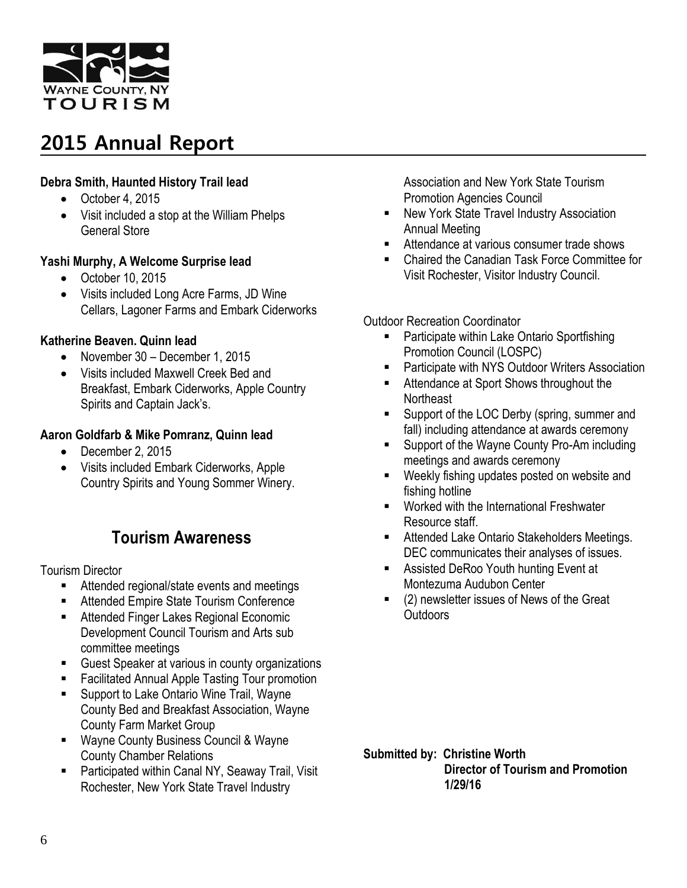WAYNE COUNTY, NY
TOURISM

# 2015 Annual Report

**Debra Smith, Haunted History Trail lead**

- October 4, 2015
- Visit included a stop at the William Phelps General Store

**Yashi Murphy, A Welcome Surprise lead**

- October 10, 2015
- Visits included Long Acre Farms, JD Wine Cellars, Lagoner Farms and Embark Ciderworks

**Katherine Beaven. Quinn lead**

- November 30 – December 1, 2015
- Visits included Maxwell Creek Bed and Breakfast, Embark Ciderworks, Apple Country Spirits and Captain Jack's.

**Aaron Goldfarb & Mike Pomranz, Quinn lead**

- December 2, 2015
- Visits included Embark Ciderworks, Apple Country Spirits and Young Sommer Winery.

## Tourism Awareness

Tourism Director

- Attended regional/state events and meetings
- Attended Empire State Tourism Conference
- Attended Finger Lakes Regional Economic Development Council Tourism and Arts sub committee meetings
- Guest Speaker at various in county organizations
- Facilitated Annual Apple Tasting Tour promotion
- Support to Lake Ontario Wine Trail, Wayne County Bed and Breakfast Association, Wayne County Farm Market Group
- Wayne County Business Council & Wayne County Chamber Relations
- Participated within Canal NY, Seaway Trail, Visit Rochester, New York State Travel Industry Association and New York State Tourism Promotion Agencies Council
- New York State Travel Industry Association Annual Meeting
- Attendance at various consumer trade shows
- Chaired the Canadian Task Force Committee for Visit Rochester, Visitor Industry Council.

Outdoor Recreation Coordinator

- Participate within Lake Ontario Sportfishing Promotion Council (LOSPC)
- Participate with NYS Outdoor Writers Association
- Attendance at Sport Shows throughout the Northeast
- Support of the LOC Derby (spring, summer and fall) including attendance at awards ceremony
- Support of the Wayne County Pro-Am including meetings and awards ceremony
- Weekly fishing updates posted on website and fishing hotline
- Worked with the International Freshwater Resource staff.
- Attended Lake Ontario Stakeholders Meetings. DEC communicates their analyses of issues.
- Assisted DeRoo Youth hunting Event at Montezuma Audubon Center
- (2) newsletter issues of News of the Great Outdoors

**Submitted by: Christine Worth**
**Director of Tourism and Promotion**
**1/29/16**